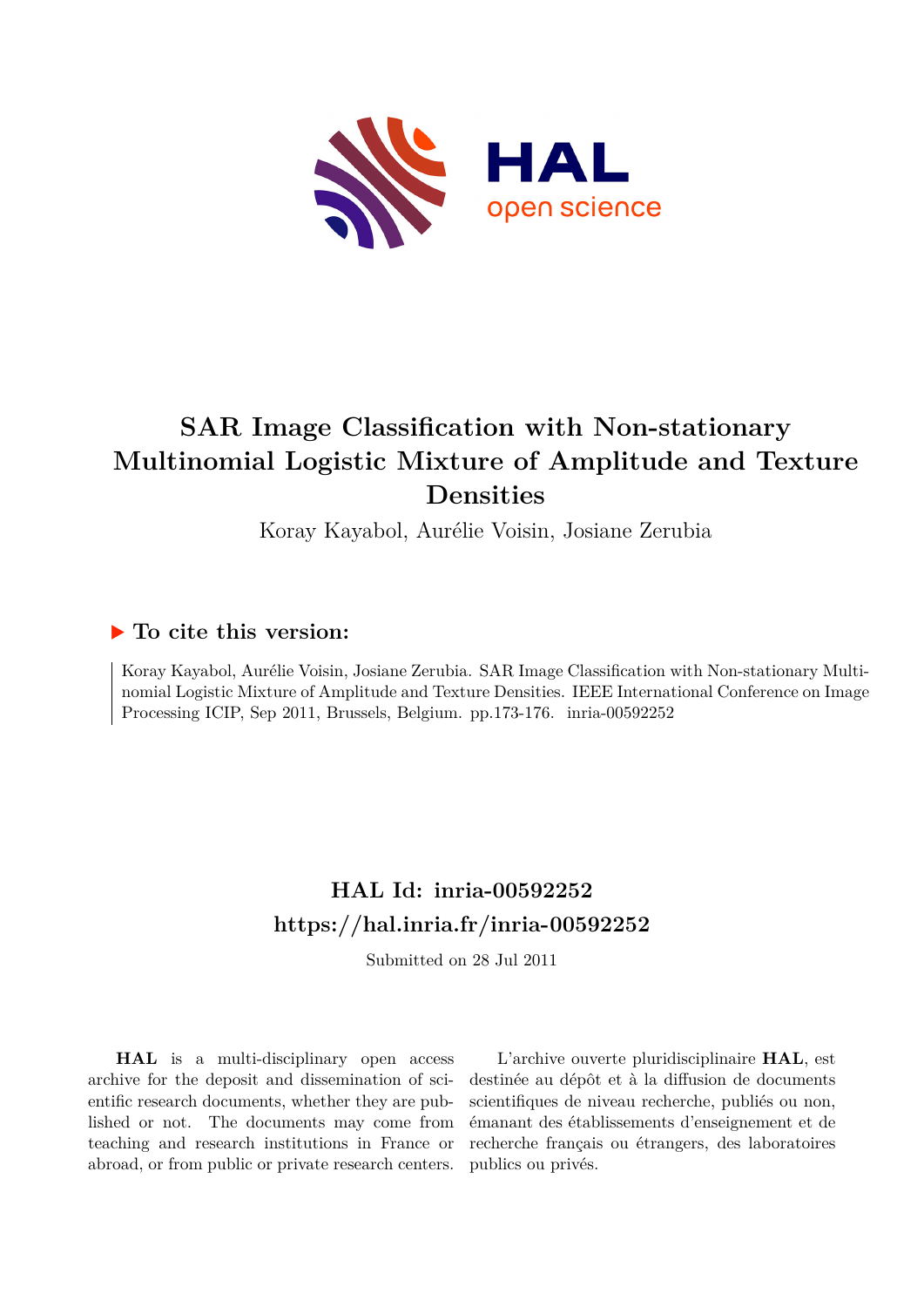# SAR Image Classification with Non-stationary Multinomial Logistic Mixture of Amplitude and Texture Densities

Koray Kayabol, Aurélie Voisin, Josiane Zerubia

## To cite this version:

Koray Kayabol, Aurélie Voisin, Josiane Zerubia. SAR Image Classification with Non-stationary Multinomial Logistic Mixture of Amplitude and Texture Densities. IEEE International Conference on Image Processing ICIP, Sep 2011, Brussels, Belgium. pp.173-176. inria-00592252

## HAL Id: inria-00592252

## https://hal.inria.fr/inria-00592252

Submitted on 28 Jul 2011

**HAL** is a multi-disciplinary open access archive for the deposit and dissemination of scientific research documents, whether they are published or not. The documents may come from teaching and research institutions in France or abroad, or from public or private research centers.

L'archive ouverte pluridisciplinaire **HAL**, est destinée au dépôt et à la diffusion de documents scientifiques de niveau recherche, publiés ou non, émanant des établissements d'enseignement et de recherche français ou étrangers, des laboratoires publics ou privés.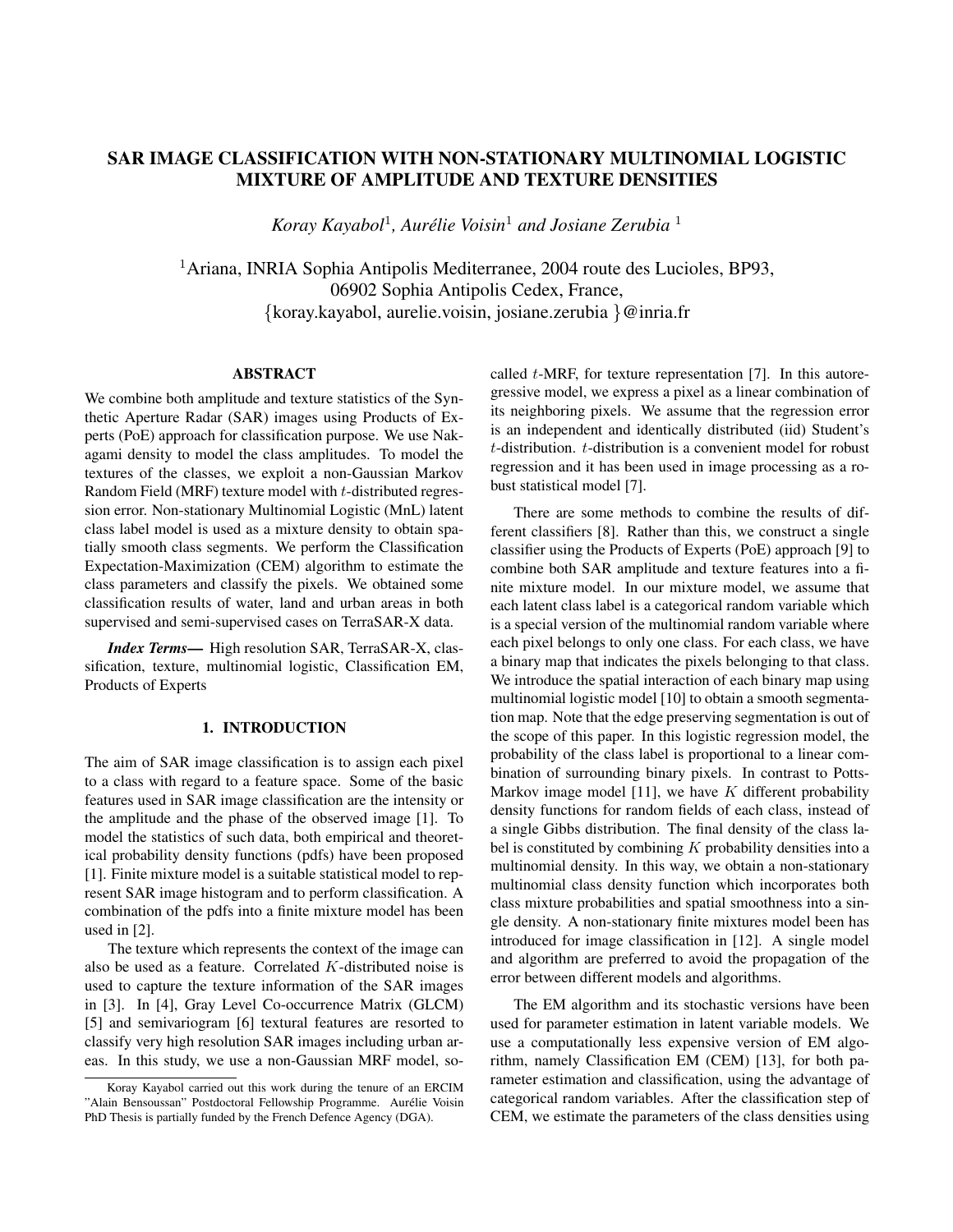# SAR IMAGE CLASSIFICATION WITH NON-STATIONARY MULTINOMIAL LOGISTIC MIXTURE OF AMPLITUDE AND TEXTURE DENSITIES

*Koray Kayabol*[1], *Aurélie Voisin*[1] *and Josiane Zerubia* [1]

[1]Ariana, INRIA Sophia Antipolis Mediterranee, 2004 route des Lucioles, BP93, 06902 Sophia Antipolis Cedex, France, {koray.kayabol, aurelie.voisin, josiane.zerubia }@inria.fr

## ABSTRACT

We combine both amplitude and texture statistics of the Synthetic Aperture Radar (SAR) images using Products of Experts (PoE) approach for classification purpose. We use Nakagami density to model the class amplitudes. To model the textures of the classes, we exploit a non-Gaussian Markov Random Field (MRF) texture model with $t$-distributed regression error. Non-stationary Multinomial Logistic (MnL) latent class label model is used as a mixture density to obtain spatially smooth class segments. We perform the Classification Expectation-Maximization (CEM) algorithm to estimate the class parameters and classify the pixels. We obtained some classification results of water, land and urban areas in both supervised and semi-supervised cases on TerraSAR-X data.

***Index Terms*—** High resolution SAR, TerraSAR-X, classification, texture, multinomial logistic, Classification EM, Products of Experts

## 1. INTRODUCTION

The aim of SAR image classification is to assign each pixel to a class with regard to a feature space. Some of the basic features used in SAR image classification are the intensity or the amplitude and the phase of the observed image [1]. To model the statistics of such data, both empirical and theoretical probability density functions (pdfs) have been proposed [1]. Finite mixture model is a suitable statistical model to represent SAR image histogram and to perform classification. A combination of the pdfs into a finite mixture model has been used in [2].

The texture which represents the context of the image can also be used as a feature. Correlated $K$-distributed noise is used to capture the texture information of the SAR images in [3]. In [4], Gray Level Co-occurrence Matrix (GLCM) [5] and semivariogram [6] textural features are resorted to classify very high resolution SAR images including urban areas. In this study, we use a non-Gaussian MRF model, so-called $t$-MRF, for texture representation [7]. In this autoregressive model, we express a pixel as a linear combination of its neighboring pixels. We assume that the regression error is an independent and identically distributed (iid) Student's $t$-distribution. $t$-distribution is a convenient model for robust regression and it has been used in image processing as a robust statistical model [7].

There are some methods to combine the results of different classifiers [8]. Rather than this, we construct a single classifier using the Products of Experts (PoE) approach [9] to combine both SAR amplitude and texture features into a finite mixture model. In our mixture model, we assume that each latent class label is a categorical random variable which is a special version of the multinomial random variable where each pixel belongs to only one class. For each class, we have a binary map that indicates the pixels belonging to that class. We introduce the spatial interaction of each binary map using multinomial logistic model [10] to obtain a smooth segmentation map. Note that the edge preserving segmentation is out of the scope of this paper. In this logistic regression model, the probability of the class label is proportional to a linear combination of surrounding binary pixels. In contrast to Potts-Markov image model [11], we have $K$ different probability density functions for random fields of each class, instead of a single Gibbs distribution. The final density of the class label is constituted by combining $K$ probability densities into a multinomial density. In this way, we obtain a non-stationary multinomial class density function which incorporates both class mixture probabilities and spatial smoothness into a single density. A non-stationary finite mixtures model been has introduced for image classification in [12]. A single model and algorithm are preferred to avoid the propagation of the error between different models and algorithms.

The EM algorithm and its stochastic versions have been used for parameter estimation in latent variable models. We use a computationally less expensive version of EM algorithm, namely Classification EM (CEM) [13], for both parameter estimation and classification, using the advantage of categorical random variables. After the classification step of CEM, we estimate the parameters of the class densities using

Koray Kayabol carried out this work during the tenure of an ERCIM "Alain Bensoussan" Postdoctoral Fellowship Programme. Aurélie Voisin PhD Thesis is partially funded by the French Defence Agency (DGA).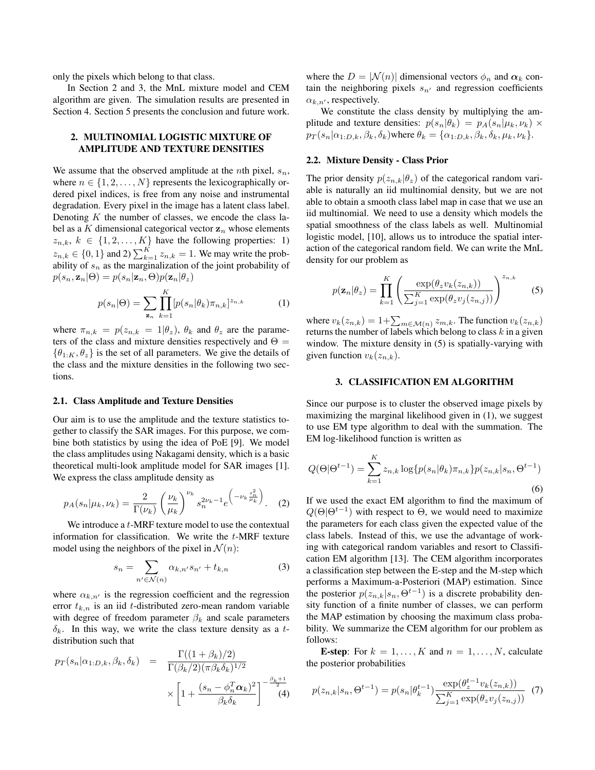only the pixels which belong to that class.

In Section 2 and 3, the MnL mixture model and CEM algorithm are given. The simulation results are presented in Section 4. Section 5 presents the conclusion and future work.

## 2. MULTINOMIAL LOGISTIC MIXTURE OF AMPLITUDE AND TEXTURE DENSITIES

We assume that the observed amplitude at the $n$th pixel, $s_n$, where $n \in \{1, 2, \ldots, N\}$ represents the lexicographically ordered pixel indices, is free from any noise and instrumental degradation. Every pixel in the image has a latent class label. Denoting $K$ the number of classes, we encode the class label as a $K$ dimensional categorical vector $\mathbf{z}_n$ whose elements $z_{n,k},\ k \in \{1, 2, \ldots, K\}$ have the following properties: 1) $z_{n,k} \in \{0, 1\}$ and 2) $\sum_{k=1}^{K} z_{n,k} = 1$. We may write the probability of $s_n$ as the marginalization of the joint probability of $p(s_n, \mathbf{z}_n|\Theta) = p(s_n|\mathbf{z}_n, \Theta)p(\mathbf{z}_n|\theta_z)$

$$p(s_n|\Theta) = \sum_{\mathbf{z}_n} \prod_{k=1}^{K} [p(s_n|\theta_k)\pi_{n,k}]^{z_{n,k}} \tag{1}$$

where $\pi_{n,k} = p(z_{n,k} = 1|\theta_z)$, $\theta_k$ and $\theta_z$ are the parameters of the class and mixture densities respectively and $\Theta = \{\theta_{1:K}, \theta_z\}$ is the set of all parameters. We give the details of the class and the mixture densities in the following two sections.

### 2.1. Class Amplitude and Texture Densities

Our aim is to use the amplitude and the texture statistics together to classify the SAR images. For this purpose, we combine both statistics by using the idea of PoE [9]. We model the class amplitudes using Nakagami density, which is a basic theoretical multi-look amplitude model for SAR images [1]. We express the class amplitude density as

$$p_A(s_n|\mu_k, \nu_k) = \frac{2}{\Gamma(\nu_k)} \left(\frac{\nu_k}{\mu_k}\right)^{\nu_k} s_n^{2\nu_k - 1} e^{\left(-\nu_k \frac{s_n^2}{\mu_k}\right)}. \tag{2}$$

We introduce a $t$-MRF texture model to use the contextual information for classification. We write the $t$-MRF texture model using the neighbors of the pixel in $\mathcal{N}(n)$:

$$s_n = \sum_{n' \in \mathcal{N}(n)} \alpha_{k,n'} s_{n'} + t_{k,n} \tag{3}$$

where $\alpha_{k,n'}$ is the regression coefficient and the regression error $t_{k,n}$ is an iid $t$-distributed zero-mean random variable with degree of freedom parameter $\beta_k$ and scale parameters $\delta_k$. In this way, we write the class texture density as a $t$-distribution such that

$$\begin{aligned} p_T(s_n|\alpha_{1:D,k}, \beta_k, \delta_k) &= \frac{\Gamma((1+\beta_k)/2)}{\Gamma(\beta_k/2)(\pi\beta_k\delta_k)^{1/2}} \\ &\times \left[1 + \frac{(s_n - \phi_n^T \boldsymbol{\alpha}_k)^2}{\beta_k \delta_k}\right]^{-\frac{\beta_k+1}{2}} \end{aligned} \tag{4}$$

where the $D = |\mathcal{N}(n)|$ dimensional vectors $\phi_n$ and $\boldsymbol{\alpha}_k$ contain the neighboring pixels $s_{n'}$ and regression coefficients $\alpha_{k,n'}$, respectively.

We constitute the class density by multiplying the amplitude and texture densities: $p(s_n|\theta_k) = p_A(s_n|\mu_k, \nu_k) \times p_T(s_n|\alpha_{1:D,k}, \beta_k, \delta_k)$where $\theta_k = \{\alpha_{1:D,k}, \beta_k, \delta_k, \mu_k, \nu_k\}$.

### 2.2. Mixture Density - Class Prior

The prior density $p(z_{n,k}|\theta_z)$ of the categorical random variable is naturally an iid multinomial density, but we are not able to obtain a smooth class label map in case that we use an iid multinomial. We need to use a density which models the spatial smoothness of the class labels as well. Multinomial logistic model, [10], allows us to introduce the spatial interaction of the categorical random field. We can write the MnL density for our problem as

$$p(\mathbf{z}_n|\theta_z) = \prod_{k=1}^{K} \left(\frac{\exp(\theta_z v_k(z_{n,k}))}{\sum_{j=1}^{K} \exp(\theta_z v_j(z_{n,j}))}\right)^{z_{n,k}} \tag{5}$$

where $v_k(z_{n,k}) = 1 + \sum_{m \in \mathcal{M}(n)} z_{m,k}$. The function $v_k(z_{n,k})$ returns the number of labels which belong to class $k$ in a given window. The mixture density in (5) is spatially-varying with given function $v_k(z_{n,k})$.

## 3. CLASSIFICATION EM ALGORITHM

Since our purpose is to cluster the observed image pixels by maximizing the marginal likelihood given in (1), we suggest to use EM type algorithm to deal with the summation. The EM log-likelihood function is written as

$$Q(\Theta|\Theta^{t-1}) = \sum_{k=1}^{K} z_{n,k} \log\{p(s_n|\theta_k)\pi_{n,k}\} p(z_{n,k}|s_n, \Theta^{t-1}) \tag{6}$$

If we used the exact EM algorithm to find the maximum of $Q(\Theta|\Theta^{t-1})$ with respect to $\Theta$, we would need to maximize the parameters for each class given the expected value of the class labels. Instead of this, we use the advantage of working with categorical random variables and resort to Classification EM algorithm [13]. The CEM algorithm incorporates a classification step between the E-step and the M-step which performs a Maximum-a-Posteriori (MAP) estimation. Since the posterior $p(z_{n,k}|s_n, \Theta^{t-1})$ is a discrete probability density function of a finite number of classes, we can perform the MAP estimation by choosing the maximum class probability. We summarize the CEM algorithm for our problem as follows:

**E-step**: For $k = 1, \ldots, K$ and $n = 1, \ldots, N$, calculate the posterior probabilities

$$p(z_{n,k}|s_n, \Theta^{t-1}) = p(s_n|\theta_k^{t-1}) \frac{\exp(\theta_z^{t-1} v_k(z_{n,k}))}{\sum_{j=1}^{K} \exp(\theta_z v_j(z_{n,j}))} \tag{7}$$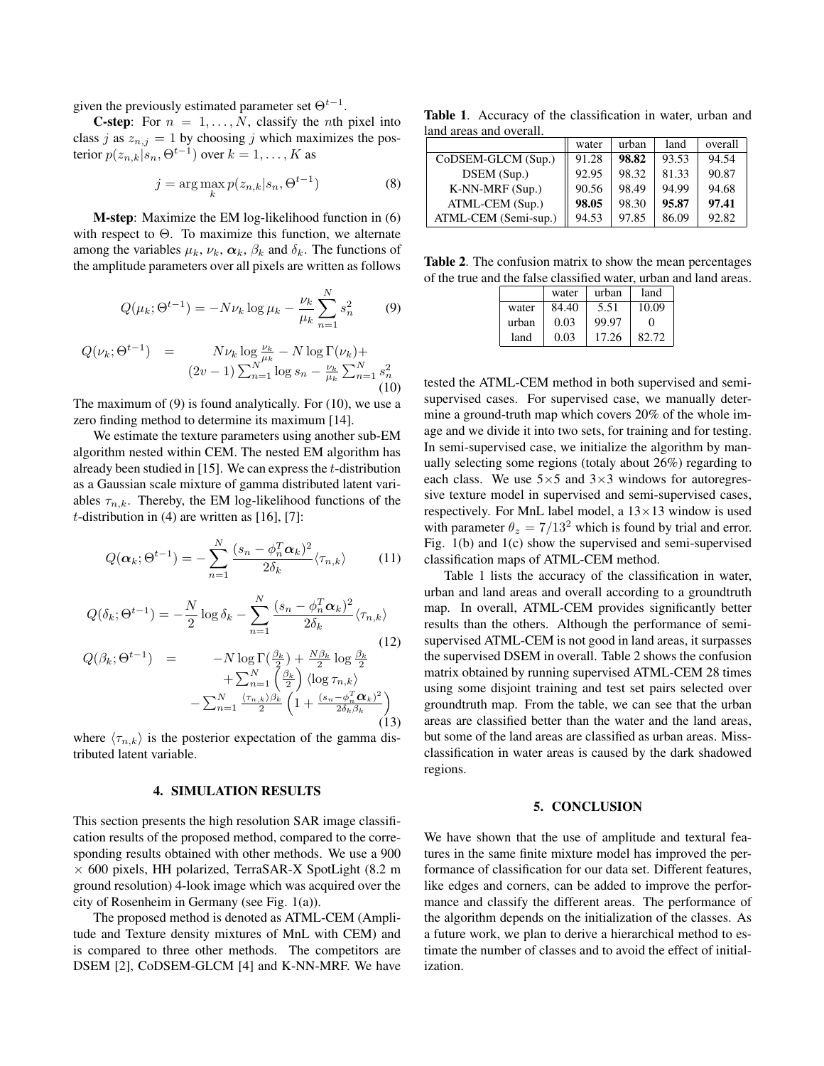given the previously estimated parameter set $\Theta^{t-1}$.

**C-step**: For $n = 1, \ldots, N$, classify the $n$th pixel into class $j$ as $z_{n,j} = 1$ by choosing $j$ which maximizes the posterior $p(z_{n,k}|s_n, \Theta^{t-1})$ over $k = 1, \ldots, K$ as

$$j = \arg\max_k p(z_{n,k}|s_n, \Theta^{t-1}) \tag{8}$$

**M-step**: Maximize the EM log-likelihood function in (6) with respect to $\Theta$. To maximize this function, we alternate among the variables $\mu_k$, $\nu_k$, $\boldsymbol{\alpha}_k$, $\beta_k$ and $\delta_k$. The functions of the amplitude parameters over all pixels are written as follows

$$Q(\mu_k; \Theta^{t-1}) = -N\nu_k \log \mu_k - \frac{\nu_k}{\mu_k} \sum_{n=1}^{N} s_n^2 \tag{9}$$

$$Q(\nu_k; \Theta^{t-1}) = N\nu_k \log \tfrac{\nu_k}{\mu_k} - N \log \Gamma(\nu_k) + (2v - 1) \textstyle\sum_{n=1}^{N} \log s_n - \tfrac{\nu_k}{\mu_k} \textstyle\sum_{n=1}^{N} s_n^2 \tag{10}$$

The maximum of (9) is found analytically. For (10), we use a zero finding method to determine its maximum [14].

We estimate the texture parameters using another sub-EM algorithm nested within CEM. The nested EM algorithm has already been studied in [15]. We can express the $t$-distribution as a Gaussian scale mixture of gamma distributed latent variables $\tau_{n,k}$. Thereby, the EM log-likelihood functions of the $t$-distribution in (4) are written as [16], [7]:

$$Q(\boldsymbol{\alpha}_k; \Theta^{t-1}) = -\sum_{n=1}^{N} \frac{(s_n - \phi_n^T \boldsymbol{\alpha}_k)^2}{2\delta_k} \langle \tau_{n,k} \rangle \tag{11}$$

$$Q(\delta_k; \Theta^{t-1}) = -\frac{N}{2} \log \delta_k - \sum_{n=1}^{N} \frac{(s_n - \phi_n^T \boldsymbol{\alpha}_k)^2}{2\delta_k} \langle \tau_{n,k} \rangle \tag{12}$$

$$Q(\beta_k; \Theta^{t-1}) = -N \log \Gamma(\tfrac{\beta_k}{2}) + \tfrac{N\beta_k}{2} \log \tfrac{\beta_k}{2} + \textstyle\sum_{n=1}^{N} \left(\tfrac{\beta_k}{2}\right) \langle \log \tau_{n,k} \rangle - \textstyle\sum_{n=1}^{N} \tfrac{\langle \tau_{n,k} \rangle \beta_k}{2} \left(1 + \tfrac{(s_n - \phi_n^T \boldsymbol{\alpha}_k)^2}{2\delta_k \beta_k}\right) \tag{13}$$

where $\langle \tau_{n,k} \rangle$ is the posterior expectation of the gamma distributed latent variable.

## 4. SIMULATION RESULTS

This section presents the high resolution SAR image classification results of the proposed method, compared to the corresponding results obtained with other methods. We use a 900 $\times$ 600 pixels, HH polarized, TerraSAR-X SpotLight (8.2 m ground resolution) 4-look image which was acquired over the city of Rosenheim in Germany (see Fig. 1(a)).

The proposed method is denoted as ATML-CEM (Amplitude and Texture density mixtures of MnL with CEM) and is compared to three other methods. The competitors are DSEM [2], CoDSEM-GLCM [4] and K-NN-MRF. We have tested the ATML-CEM method in both supervised and semi-supervised cases. For supervised case, we manually determine a ground-truth map which covers 20% of the whole image and we divide it into two sets, for training and for testing. In semi-supervised case, we initialize the algorithm by manually selecting some regions (totaly about 26%) regarding to each class. We use 5$\times$5 and 3$\times$3 windows for autoregressive texture model in supervised and semi-supervised cases, respectively. For MnL label model, a 13$\times$13 window is used with parameter $\theta_z = 7/13^2$ which is found by trial and error. Fig. 1(b) and 1(c) show the supervised and semi-supervised classification maps of ATML-CEM method.

**Table 1**. Accuracy of the classification in water, urban and land areas and overall.

| | water | urban | land | overall |
|---|---|---|---|---|
| CoDSEM-GLCM (Sup.) | 91.28 | **98.82** | 93.53 | 94.54 |
| DSEM (Sup.) | 92.95 | 98.32 | 81.33 | 90.87 |
| K-NN-MRF (Sup.) | 90.56 | 98.49 | 94.99 | 94.68 |
| ATML-CEM (Sup.) | **98.05** | 98.30 | **95.87** | **97.41** |
| ATML-CEM (Semi-sup.) | 94.53 | 97.85 | 86.09 | 92.82 |

**Table 2**. The confusion matrix to show the mean percentages of the true and the false classified water, urban and land areas.

| | water | urban | land |
|---|---|---|---|
| water | 84.40 | 5.51 | 10.09 |
| urban | 0.03 | 99.97 | 0 |
| land | 0.03 | 17.26 | 82.72 |

Table 1 lists the accuracy of the classification in water, urban and land areas and overall according to a groundtruth map. In overall, ATML-CEM provides significantly better results than the others. Although the performance of semi-supervised ATML-CEM is not good in land areas, it surpasses the supervised DSEM in overall. Table 2 shows the confusion matrix obtained by running supervised ATML-CEM 28 times using some disjoint training and test set pairs selected over groundtruth map. From the table, we can see that the urban areas are classified better than the water and the land areas, but some of the land areas are classified as urban areas. Miss-classification in water areas is caused by the dark shadowed regions.

## 5. CONCLUSION

We have shown that the use of amplitude and textural features in the same finite mixture model has improved the performance of classification for our data set. Different features, like edges and corners, can be added to improve the performance and classify the different areas. The performance of the algorithm depends on the initialization of the classes. As a future work, we plan to derive a hierarchical method to estimate the number of classes and to avoid the effect of initialization.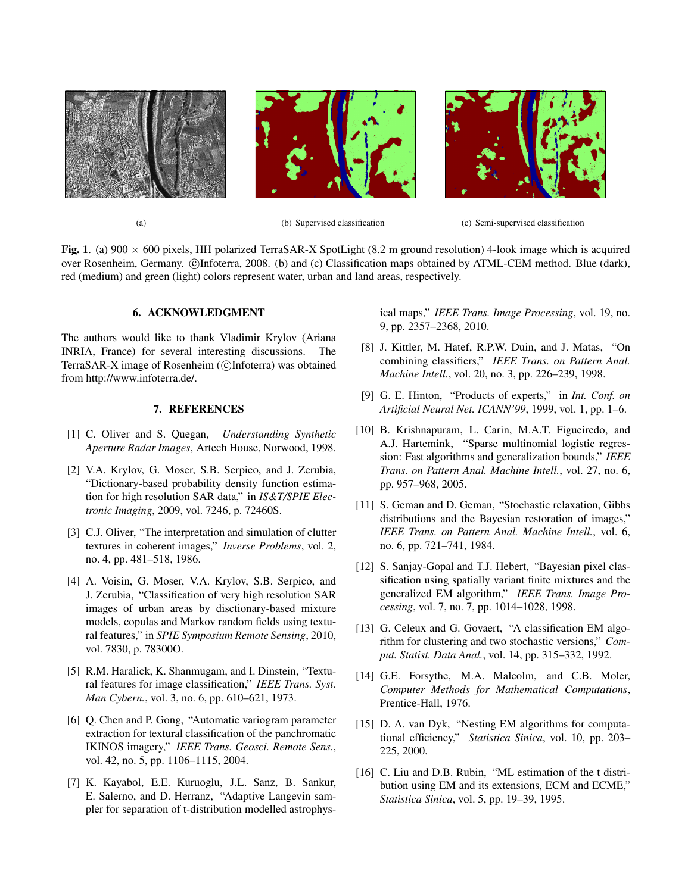(a)

(b) Supervised classification

(c) Semi-supervised classification

**Fig. 1**. (a) 900 × 600 pixels, HH polarized TerraSAR-X SpotLight (8.2 m ground resolution) 4-look image which is acquired over Rosenheim, Germany. ©Infoterra, 2008. (b) and (c) Classification maps obtained by ATML-CEM method. Blue (dark), red (medium) and green (light) colors represent water, urban and land areas, respectively.

## 6. ACKNOWLEDGMENT

The authors would like to thank Vladimir Krylov (Ariana INRIA, France) for several interesting discussions. The TerraSAR-X image of Rosenheim (©Infoterra) was obtained from http://www.infoterra.de/.

## 7. REFERENCES

[1] C. Oliver and S. Quegan, *Understanding Synthetic Aperture Radar Images*, Artech House, Norwood, 1998.

[2] V.A. Krylov, G. Moser, S.B. Serpico, and J. Zerubia, "Dictionary-based probability density function estimation for high resolution SAR data," in *IS&T/SPIE Electronic Imaging*, 2009, vol. 7246, p. 72460S.

[3] C.J. Oliver, "The interpretation and simulation of clutter textures in coherent images," *Inverse Problems*, vol. 2, no. 4, pp. 481–518, 1986.

[4] A. Voisin, G. Moser, V.A. Krylov, S.B. Serpico, and J. Zerubia, "Classification of very high resolution SAR images of urban areas by disctionary-based mixture models, copulas and Markov random fields using textural features," in *SPIE Symposium Remote Sensing*, 2010, vol. 7830, p. 78300O.

[5] R.M. Haralick, K. Shanmugam, and I. Dinstein, "Textural features for image classification," *IEEE Trans. Syst. Man Cybern.*, vol. 3, no. 6, pp. 610–621, 1973.

[6] Q. Chen and P. Gong, "Automatic variogram parameter extraction for textural classification of the panchromatic IKINOS imagery," *IEEE Trans. Geosci. Remote Sens.*, vol. 42, no. 5, pp. 1106–1115, 2004.

[7] K. Kayabol, E.E. Kuruoglu, J.L. Sanz, B. Sankur, E. Salerno, and D. Herranz, "Adaptive Langevin sampler for separation of t-distribution modelled astrophysical maps," *IEEE Trans. Image Processing*, vol. 19, no. 9, pp. 2357–2368, 2010.

[8] J. Kittler, M. Hatef, R.P.W. Duin, and J. Matas, "On combining classifiers," *IEEE Trans. on Pattern Anal. Machine Intell.*, vol. 20, no. 3, pp. 226–239, 1998.

[9] G. E. Hinton, "Products of experts," in *Int. Conf. on Artificial Neural Net. ICANN'99*, 1999, vol. 1, pp. 1–6.

[10] B. Krishnapuram, L. Carin, M.A.T. Figueiredo, and A.J. Hartemink, "Sparse multinomial logistic regression: Fast algorithms and generalization bounds," *IEEE Trans. on Pattern Anal. Machine Intell.*, vol. 27, no. 6, pp. 957–968, 2005.

[11] S. Geman and D. Geman, "Stochastic relaxation, Gibbs distributions and the Bayesian restoration of images," *IEEE Trans. on Pattern Anal. Machine Intell.*, vol. 6, no. 6, pp. 721–741, 1984.

[12] S. Sanjay-Gopal and T.J. Hebert, "Bayesian pixel classification using spatially variant finite mixtures and the generalized EM algorithm," *IEEE Trans. Image Processing*, vol. 7, no. 7, pp. 1014–1028, 1998.

[13] G. Celeux and G. Govaert, "A classification EM algorithm for clustering and two stochastic versions," *Comput. Statist. Data Anal.*, vol. 14, pp. 315–332, 1992.

[14] G.E. Forsythe, M.A. Malcolm, and C.B. Moler, *Computer Methods for Mathematical Computations*, Prentice-Hall, 1976.

[15] D. A. van Dyk, "Nesting EM algorithms for computational efficiency," *Statistica Sinica*, vol. 10, pp. 203–225, 2000.

[16] C. Liu and D.B. Rubin, "ML estimation of the t distribution using EM and its extensions, ECM and ECME," *Statistica Sinica*, vol. 5, pp. 19–39, 1995.